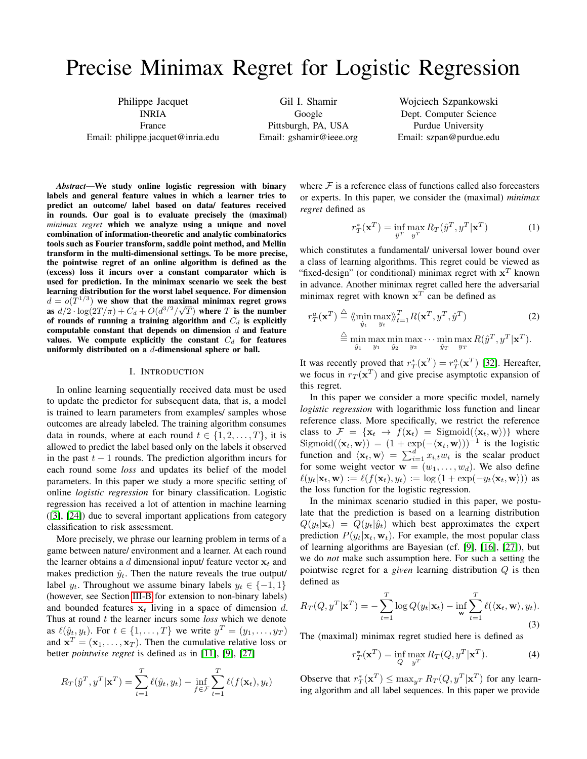// Precise Minimax Regret for Logistic Regression

Philippe Jacquet
INRIA
France
Email: philippe.jacquet@inria.edu

Gil I. Shamir
Google
Pittsburgh, PA, USA
Email: gshamir@ieee.org

Wojciech Szpankowski
Dept. Computer Science
Purdue University
Email: szpan@purdue.edu

***Abstract*—We study online logistic regression with binary labels and general feature values in which a learner tries to predict an outcome/ label based on data/ features received in rounds. Our goal is to evaluate precisely the (maximal) *minimax regret* which we analyze using a unique and novel combination of information-theoretic and analytic combinatorics tools such as Fourier transform, saddle point method, and Mellin transform in the multi-dimensional settings. To be more precise, the pointwise regret of an online algorithm is defined as the (excess) loss it incurs over a constant comparator which is used for prediction. In the minimax scenario we seek the best learning distribution for the worst label sequence. For dimension $d = o(T^{1/3})$ we show that the maximal minimax regret grows as $d/2 \cdot \log(2T/\pi) + C_d + O(d^{3/2}/\sqrt{T})$ where $T$ is the number of rounds of running a training algorithm and $C_d$ is explicitly computable constant that depends on dimension $d$ and feature values. We compute explicitly the constant $C_d$ for features uniformly distributed on a $d$-dimensional sphere or ball.**

## I. Introduction

In online learning sequentially received data must be used to update the predictor for subsequent data, that is, a model is trained to learn parameters from examples/ samples whose outcomes are already labeled. The training algorithm consumes data in rounds, where at each round $t \in \{1, 2, \ldots, T\}$, it is allowed to predict the label based only on the labels it observed in the past $t-1$ rounds. The prediction algorithm incurs for each round some *loss* and updates its belief of the model parameters. In this paper we study a more specific setting of online *logistic regression* for binary classification. Logistic regression has received a lot of attention in machine learning ([3], [24]) due to several important applications from category classification to risk assessment.

More precisely, we phrase our learning problem in terms of a game between nature/ environment and a learner. At each round the learner obtains a $d$ dimensional input/ feature vector $\mathbf{x}_t$ and makes prediction $\hat{y}_t$. Then the nature reveals the true output/ label $y_t$. Throughout we assume binary labels $y_t \in \{-1, 1\}$ (however, see Section III-B for extension to non-binary labels) and bounded features $\mathbf{x}_t$ living in a space of dimension $d$. Thus at round $t$ the learner incurs some *loss* which we denote as $\ell(\hat{y}_t, y_t)$. For $t \in \{1, \ldots, T\}$ we write $y^T = (y_1, \ldots, y_T)$ and $\mathbf{x}^T = (\mathbf{x}_1, \ldots, \mathbf{x}_T)$. Then the cumulative relative loss or better *pointwise regret* is defined as in [11], [9], [27]

$$R_T(\hat{y}^T, y^T|\mathbf{x}^T) = \sum_{t=1}^{T} \ell(\hat{y}_t, y_t) - \inf_{f \in \mathcal{F}} \sum_{t=1}^{T} \ell(f(\mathbf{x}_t), y_t)$$

where $\mathcal{F}$ is a reference class of functions called also forecasters or experts. In this paper, we consider the (maximal) *minimax regret* defined as

$$r_T^*(\mathbf{x}^T) = \inf_{\hat{y}^T} \max_{y^T} R_T(\hat{y}^T, y^T|\mathbf{x}^T) \tag{1}$$

which constitutes a fundamental/ universal lower bound over a class of learning algorithms. This regret could be viewed as "fixed-design" (or conditional) minimax regret with $\mathbf{x}^T$ known in advance. Another minimax regret called here the adversarial minimax regret with known $\mathbf{x}^T$ can be defined as

$$\begin{aligned} r_T^a(\mathbf{x}^T) &\stackrel{\triangle}{=} \langle\!\langle \min_{\hat{y}_t} \max_{y_t} \rangle\!\rangle_{t=1}^T R(\mathbf{x}^T, y^T, \hat{y}^T) \\ &\stackrel{\triangle}{=} \min_{\hat{y}_1} \max_{y_1} \min_{\hat{y}_2} \max_{y_2} \cdots \min_{\hat{y}_T} \max_{y_T} R(\hat{y}^T, y^T|\mathbf{x}^T). \end{aligned} \tag{2}$$

It was recently proved that $r_T^*(\mathbf{x}^T) = r_T^a(\mathbf{x}^T)$ [32]. Hereafter, we focus in $r_T(\mathbf{x}^T)$ and give precise asymptotic expansion of this regret.

In this paper we consider a more specific model, namely *logistic regression* with logarithmic loss function and linear reference class. More specifically, we restrict the reference class to $\mathcal{F} = \{\mathbf{x}_t \to f(\mathbf{x}_t) = \text{Sigmoid}(\langle \mathbf{x}_t, \mathbf{w} \rangle)\}$ where $\text{Sigmoid}(\langle \mathbf{x}_t, \mathbf{w} \rangle) = (1 + \exp(-\langle \mathbf{x}_t, \mathbf{w} \rangle))^{-1}$ is the logistic function and $\langle \mathbf{x}_t, \mathbf{w} \rangle = \sum_{i=1}^{d} x_{i,t} w_i$ is the scalar product for some weight vector $\mathbf{w} = (w_1, \ldots, w_d)$. We also define $\ell(y_t|\mathbf{x}_t, \mathbf{w}) := \ell(f(\mathbf{x}_t), y_t) := \log(1 + \exp(-y_t \langle \mathbf{x}_t, \mathbf{w} \rangle))$ as the loss function for the logistic regression.

In the minimax scenario studied in this paper, we postulate that the prediction is based on a learning distribution $Q(y_t|\mathbf{x}_t) = Q(y_t|\hat{y}_t)$ which best approximates the expert prediction $P(y_t|\mathbf{x}_t, \mathbf{w}_t)$. For example, the most popular class of learning algorithms are Bayesian (cf. [9], [16], [27]), but we do *not* make such assumption here. For such a setting the pointwise regret for a *given* learning distribution $Q$ is then defined as

$$R_T(Q, y^T|\mathbf{x}^T) = -\sum_{t=1}^{T} \log Q(y_t|\mathbf{x}_t) - \inf_{\mathbf{w}} \sum_{t=1}^{T} \ell(\langle \mathbf{x}_t, \mathbf{w} \rangle, y_t). \tag{3}$$

The (maximal) minimax regret studied here is defined as

$$r_T^*(\mathbf{x}^T) = \inf_{Q} \max_{y^T} R_T(Q, y^T|\mathbf{x}^T). \tag{4}$$

Observe that $r_T^*(\mathbf{x}^T) \leq \max_{y^T} R_T(Q, y^T|\mathbf{x}^T)$ for any learning algorithm and all label sequences. In this paper we provide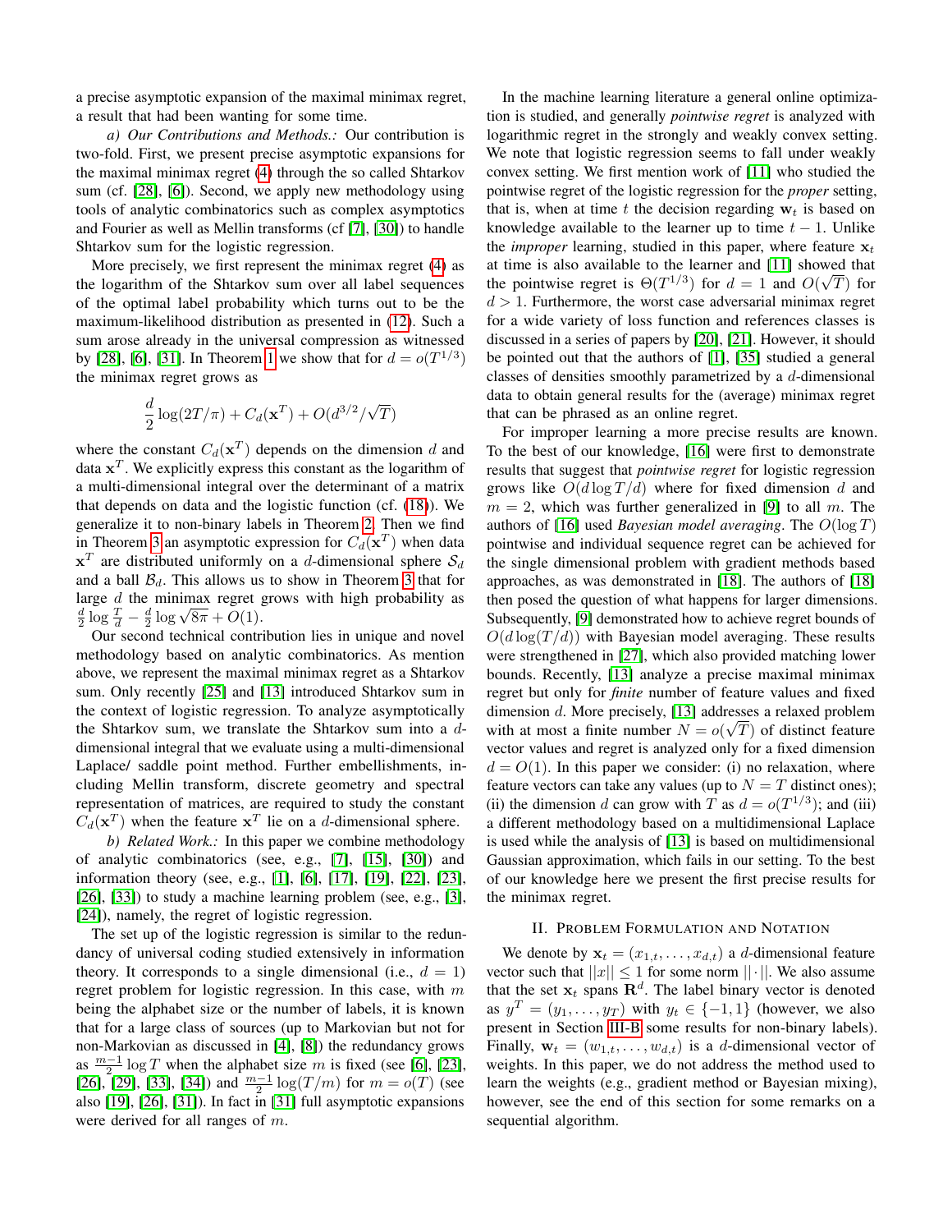a precise asymptotic expansion of the maximal minimax regret, a result that had been wanting for some time.

*a) Our Contributions and Methods.:* Our contribution is two-fold. First, we present precise asymptotic expansions for the maximal minimax regret (4) through the so called Shtarkov sum (cf. [28], [6]). Second, we apply new methodology using tools of analytic combinatorics such as complex asymptotics and Fourier as well as Mellin transforms (cf [7], [30]) to handle Shtarkov sum for the logistic regression.

More precisely, we first represent the minimax regret (4) as the logarithm of the Shtarkov sum over all label sequences of the optimal label probability which turns out to be the maximum-likelihood distribution as presented in (12). Such a sum arose already in the universal compression as witnessed by [28], [6], [31]. In Theorem 1 we show that for $d = o(T^{1/3})$ the minimax regret grows as

$$\frac{d}{2}\log(2T/\pi) + C_d(\mathbf{x}^T) + O(d^{3/2}/\sqrt{T})$$

where the constant $C_d(\mathbf{x}^T)$ depends on the dimension $d$ and data $\mathbf{x}^T$. We explicitly express this constant as the logarithm of a multi-dimensional integral over the determinant of a matrix that depends on data and the logistic function (cf. (18)). We generalize it to non-binary labels in Theorem 2. Then we find in Theorem 3 an asymptotic expression for $C_d(\mathbf{x}^T)$ when data $\mathbf{x}^T$ are distributed uniformly on a $d$-dimensional sphere $\mathcal{S}_d$ and a ball $\mathcal{B}_d$. This allows us to show in Theorem 3 that for large $d$ the minimax regret grows with high probability as $\frac{d}{2}\log\frac{T}{d} - \frac{d}{2}\log\sqrt{8\pi} + O(1)$.

Our second technical contribution lies in unique and novel methodology based on analytic combinatorics. As mention above, we represent the maximal minimax regret as a Shtarkov sum. Only recently [25] and [13] introduced Shtarkov sum in the context of logistic regression. To analyze asymptotically the Shtarkov sum, we translate the Shtarkov sum into a $d$-dimensional integral that we evaluate using a multi-dimensional Laplace/ saddle point method. Further embellishments, including Mellin transform, discrete geometry and spectral representation of matrices, are required to study the constant $C_d(\mathbf{x}^T)$ when the feature $\mathbf{x}^T$ lie on a $d$-dimensional sphere.

*b) Related Work.:* In this paper we combine methodology of analytic combinatorics (see, e.g., [7], [15], [30]) and information theory (see, e.g., [1], [6], [17], [19], [22], [23], [26], [33]) to study a machine learning problem (see, e.g., [3], [24]), namely, the regret of logistic regression.

The set up of the logistic regression is similar to the redundancy of universal coding studied extensively in information theory. It corresponds to a single dimensional (i.e., $d = 1$) regret problem for logistic regression. In this case, with $m$ being the alphabet size or the number of labels, it is known that for a large class of sources (up to Markovian but not for non-Markovian as discussed in [4], [8]) the redundancy grows as $\frac{m-1}{2}\log T$ when the alphabet size $m$ is fixed (see [6], [23], [26], [29], [33], [34]) and $\frac{m-1}{2}\log(T/m)$ for $m = o(T)$ (see also [19], [26], [31]). In fact in [31] full asymptotic expansions were derived for all ranges of $m$.

In the machine learning literature a general online optimization is studied, and generally *pointwise regret* is analyzed with logarithmic regret in the strongly and weakly convex setting. We note that logistic regression seems to fall under weakly convex setting. We first mention work of [11] who studied the pointwise regret of the logistic regression for the *proper* setting, that is, when at time $t$ the decision regarding $\mathbf{w}_t$ is based on knowledge available to the learner up to time $t-1$. Unlike the *improper* learning, studied in this paper, where feature $\mathbf{x}_t$ at time is also available to the learner and [11] showed that the pointwise regret is $\Theta(T^{1/3})$ for $d = 1$ and $O(\sqrt{T})$ for $d > 1$. Furthermore, the worst case adversarial minimax regret for a wide variety of loss function and references classes is discussed in a series of papers by [20], [21]. However, it should be pointed out that the authors of [1], [35] studied a general classes of densities smoothly parametrized by a $d$-dimensional data to obtain general results for the (average) minimax regret that can be phrased as an online regret.

For improper learning a more precise results are known. To the best of our knowledge, [16] were first to demonstrate results that suggest that *pointwise regret* for logistic regression grows like $O(d\log T/d)$ where for fixed dimension $d$ and $m = 2$, which was further generalized in [9] to all $m$. The authors of [16] used *Bayesian model averaging*. The $O(\log T)$ pointwise and individual sequence regret can be achieved for the single dimensional problem with gradient methods based approaches, as was demonstrated in [18]. The authors of [18] then posed the question of what happens for larger dimensions. Subsequently, [9] demonstrated how to achieve regret bounds of $O(d\log(T/d))$ with Bayesian model averaging. These results were strengthened in [27], which also provided matching lower bounds. Recently, [13] analyze a precise maximal minimax regret but only for *finite* number of feature values and fixed dimension $d$. More precisely, [13] addresses a relaxed problem with at most a finite number $N = o(\sqrt{T})$ of distinct feature vector values and regret is analyzed only for a fixed dimension $d = O(1)$. In this paper we consider: (i) no relaxation, where feature vectors can take any values (up to $N = T$ distinct ones); (ii) the dimension $d$ can grow with $T$ as $d = o(T^{1/3})$; and (iii) a different methodology based on a multidimensional Laplace is used while the analysis of [13] is based on multidimensional Gaussian approximation, which fails in our setting. To the best of our knowledge here we present the first precise results for the minimax regret.

## II. Problem Formulation and Notation

We denote by $\mathbf{x}_t = (x_{1,t}, \ldots, x_{d,t})$ a $d$-dimensional feature vector such that $||x|| \le 1$ for some norm $||\cdot||$. We also assume that the set $\mathbf{x}_t$ spans $\mathbf{R}^d$. The label binary vector is denoted as $y^T = (y_1, \ldots, y_T)$ with $y_t \in \{-1, 1\}$ (however, we also present in Section III-B some results for non-binary labels). Finally, $\mathbf{w}_t = (w_{1,t}, \ldots, w_{d,t})$ is a $d$-dimensional vector of weights. In this paper, we do not address the method used to learn the weights (e.g., gradient method or Bayesian mixing), however, see the end of this section for some remarks on a sequential algorithm.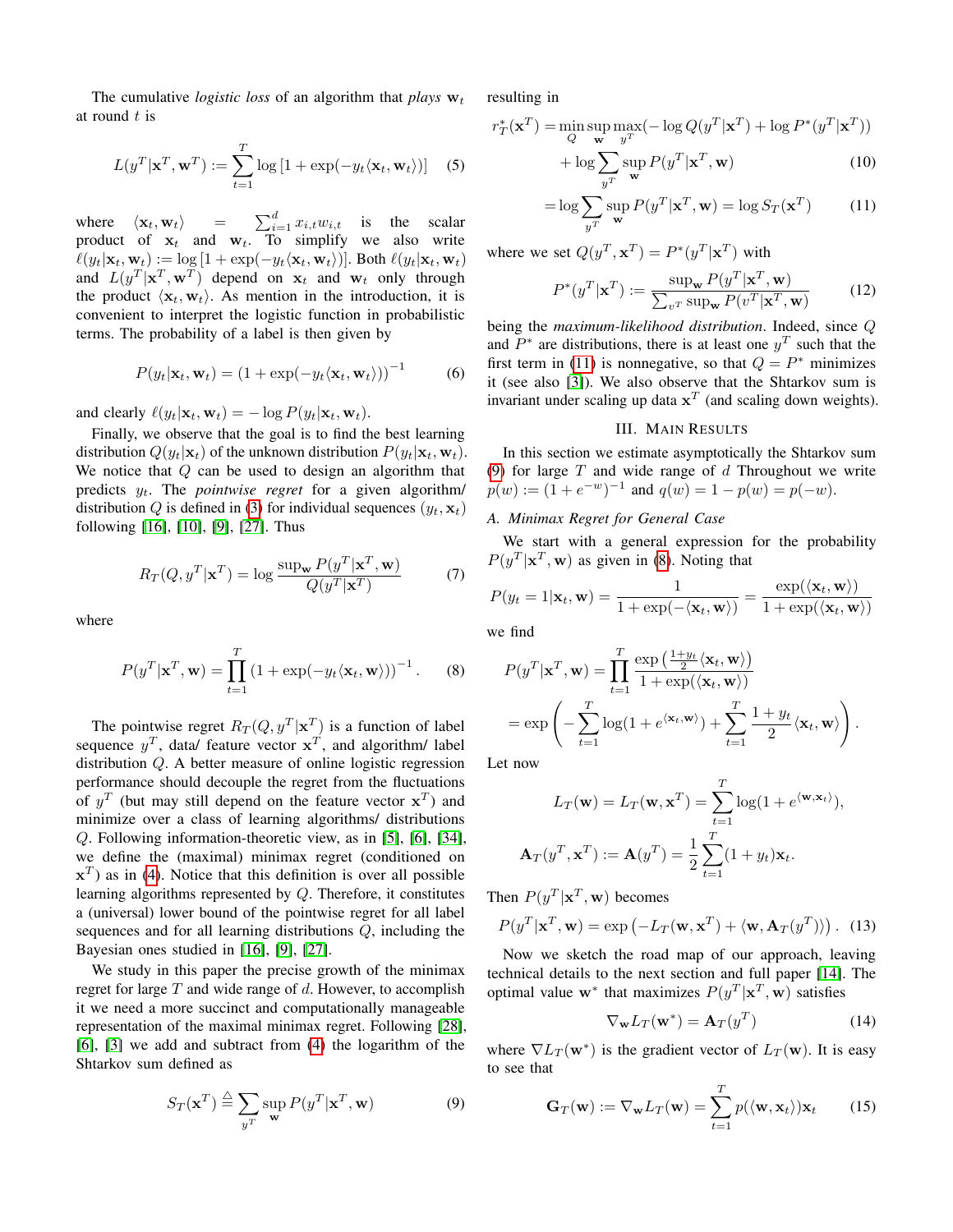The cumulative *logistic loss* of an algorithm that *plays* $\mathbf{w}_t$ at round $t$ is

$$L(y^T|\mathbf{x}^T, \mathbf{w}^T) := \sum_{t=1}^{T} \log\left[1 + \exp(-y_t\langle \mathbf{x}_t, \mathbf{w}_t\rangle)\right] \quad (5)$$

where $\langle \mathbf{x}_t, \mathbf{w}_t\rangle = \sum_{i=1}^{d} x_{i,t}w_{i,t}$ is the scalar product of $\mathbf{x}_t$ and $\mathbf{w}_t$. To simplify we also write $\ell(y_t|\mathbf{x}_t, \mathbf{w}_t) := \log\left[1 + \exp(-y_t\langle \mathbf{x}_t, \mathbf{w}_t\rangle)\right]$. Both $\ell(y_t|\mathbf{x}_t, \mathbf{w}_t)$ and $L(y^T|\mathbf{x}^T, \mathbf{w}^T)$ depend on $\mathbf{x}_t$ and $\mathbf{w}_t$ only through the product $\langle \mathbf{x}_t, \mathbf{w}_t\rangle$. As mention in the introduction, it is convenient to interpret the logistic function in probabilistic terms. The probability of a label is then given by

$$P(y_t|\mathbf{x}_t, \mathbf{w}_t) = \left(1 + \exp(-y_t\langle \mathbf{x}_t, \mathbf{w}_t\rangle)\right)^{-1} \quad (6)$$

and clearly $\ell(y_t|\mathbf{x}_t, \mathbf{w}_t) = -\log P(y_t|\mathbf{x}_t, \mathbf{w}_t)$.

Finally, we observe that the goal is to find the best learning distribution $Q(y_t|\mathbf{x}_t)$ of the unknown distribution $P(y_t|\mathbf{x}_t, \mathbf{w}_t)$. We notice that $Q$ can be used to design an algorithm that predicts $y_t$. The *pointwise regret* for a given algorithm/ distribution $Q$ is defined in (3) for individual sequences $(y_t, \mathbf{x}_t)$ following [16], [10], [9], [27]. Thus

$$R_T(Q, y^T|\mathbf{x}^T) = \log \frac{\sup_{\mathbf{w}} P(y^T|\mathbf{x}^T, \mathbf{w})}{Q(y^T|\mathbf{x}^T)} \quad (7)$$

where

$$P(y^T|\mathbf{x}^T, \mathbf{w}) = \prod_{t=1}^{T} \left(1 + \exp(-y_t\langle \mathbf{x}_t, \mathbf{w}\rangle)\right)^{-1}. \quad (8)$$

The pointwise regret $R_T(Q, y^T|\mathbf{x}^T)$ is a function of label sequence $y^T$, data/ feature vector $\mathbf{x}^T$, and algorithm/ label distribution $Q$. A better measure of online logistic regression performance should decouple the regret from the fluctuations of $y^T$ (but may still depend on the feature vector $\mathbf{x}^T$) and minimize over a class of learning algorithms/ distributions $Q$. Following information-theoretic view, as in [5], [6], [34], we define the (maximal) minimax regret (conditioned on $\mathbf{x}^T$) as in (4). Notice that this definition is over all possible learning algorithms represented by $Q$. Therefore, it constitutes a (universal) lower bound of the pointwise regret for all label sequences and for all learning distributions $Q$, including the Bayesian ones studied in [16], [9], [27].

We study in this paper the precise growth of the minimax regret for large $T$ and wide range of $d$. However, to accomplish it we need a more succinct and computationally manageable representation of the maximal minimax regret. Following [28], [6], [3] we add and subtract from (4) the logarithm of the Shtarkov sum defined as

$$S_T(\mathbf{x}^T) \triangleq \sum_{y^T} \sup_{\mathbf{w}} P(y^T|\mathbf{x}^T, \mathbf{w}) \quad (9)$$

resulting in

$$\begin{aligned} r_T^*(\mathbf{x}^T) &= \min_{Q} \sup_{\mathbf{w}} \max_{y^T} (-\log Q(y^T|\mathbf{x}^T) + \log P^*(y^T|\mathbf{x}^T)) \\ &\quad + \log \sum_{y^T} \sup_{\mathbf{w}} P(y^T|\mathbf{x}^T, \mathbf{w}) \quad (10) \\ &= \log \sum_{y^T} \sup_{\mathbf{w}} P(y^T|\mathbf{x}^T, \mathbf{w}) = \log S_T(\mathbf{x}^T) \quad (11) \end{aligned}$$

where we set $Q(y^T, \mathbf{x}^T) = P^*(y^T|\mathbf{x}^T)$ with

$$P^*(y^T|\mathbf{x}^T) := \frac{\sup_{\mathbf{w}} P(y^T|\mathbf{x}^T, \mathbf{w})}{\sum_{v^T} \sup_{\mathbf{w}} P(v^T|\mathbf{x}^T, \mathbf{w})} \quad (12)$$

being the *maximum-likelihood distribution*. Indeed, since $Q$ and $P^*$ are distributions, there is at least one $y^T$ such that the first term in (11) is nonnegative, so that $Q = P^*$ minimizes it (see also [3]). We also observe that the Shtarkov sum is invariant under scaling up data $\mathbf{x}^T$ (and scaling down weights).

## III. Main Results

In this section we estimate asymptotically the Shtarkov sum (9) for large $T$ and wide range of $d$ Throughout we write $p(w) := (1 + e^{-w})^{-1}$ and $q(w) = 1 - p(w) = p(-w)$.

### A. Minimax Regret for General Case

We start with a general expression for the probability $P(y^T|\mathbf{x}^T, \mathbf{w})$ as given in (8). Noting that

$$P(y_t = 1|\mathbf{x}_t, \mathbf{w}) = \frac{1}{1 + \exp(-\langle \mathbf{x}_t, \mathbf{w}\rangle)} = \frac{\exp(\langle \mathbf{x}_t, \mathbf{w}\rangle)}{1 + \exp(\langle \mathbf{x}_t, \mathbf{w}\rangle)}$$

we find

$$\begin{aligned} P(y^T|\mathbf{x}^T, \mathbf{w}) &= \prod_{t=1}^{T} \frac{\exp\left(\frac{1+y_t}{2}\langle \mathbf{x}_t, \mathbf{w}\rangle\right)}{1 + \exp(\langle \mathbf{x}_t, \mathbf{w}\rangle)} \\ &= \exp\left(-\sum_{t=1}^{T} \log(1 + e^{\langle \mathbf{x}_t, \mathbf{w}\rangle}) + \sum_{t=1}^{T} \frac{1+y_t}{2}\langle \mathbf{x}_t, \mathbf{w}\rangle\right). \end{aligned}$$

Let now

$$L_T(\mathbf{w}) = L_T(\mathbf{w}, \mathbf{x}^T) = \sum_{t=1}^{T} \log(1 + e^{\langle \mathbf{w}, \mathbf{x}_t\rangle}),$$

$$\mathbf{A}_T(y^T, \mathbf{x}^T) := \mathbf{A}(y^T) = \frac{1}{2}\sum_{t=1}^{T}(1 + y_t)\mathbf{x}_t.$$

Then $P(y^T|\mathbf{x}^T, \mathbf{w})$ becomes

$$P(y^T|\mathbf{x}^T, \mathbf{w}) = \exp\left(-L_T(\mathbf{w}, \mathbf{x}^T) + \langle \mathbf{w}, \mathbf{A}_T(y^T)\rangle\right). \quad (13)$$

Now we sketch the road map of our approach, leaving technical details to the next section and full paper [14]. The optimal value $\mathbf{w}^*$ that maximizes $P(y^T|\mathbf{x}^T, \mathbf{w})$ satisfies

$$\nabla_{\mathbf{w}} L_T(\mathbf{w}^*) = \mathbf{A}_T(y^T) \quad (14)$$

where $\nabla L_T(\mathbf{w}^*)$ is the gradient vector of $L_T(\mathbf{w})$. It is easy to see that

$$\mathbf{G}_T(\mathbf{w}) := \nabla_{\mathbf{w}} L_T(\mathbf{w}) = \sum_{t=1}^{T} p(\langle \mathbf{w}, \mathbf{x}_t\rangle)\mathbf{x}_t \quad (15)$$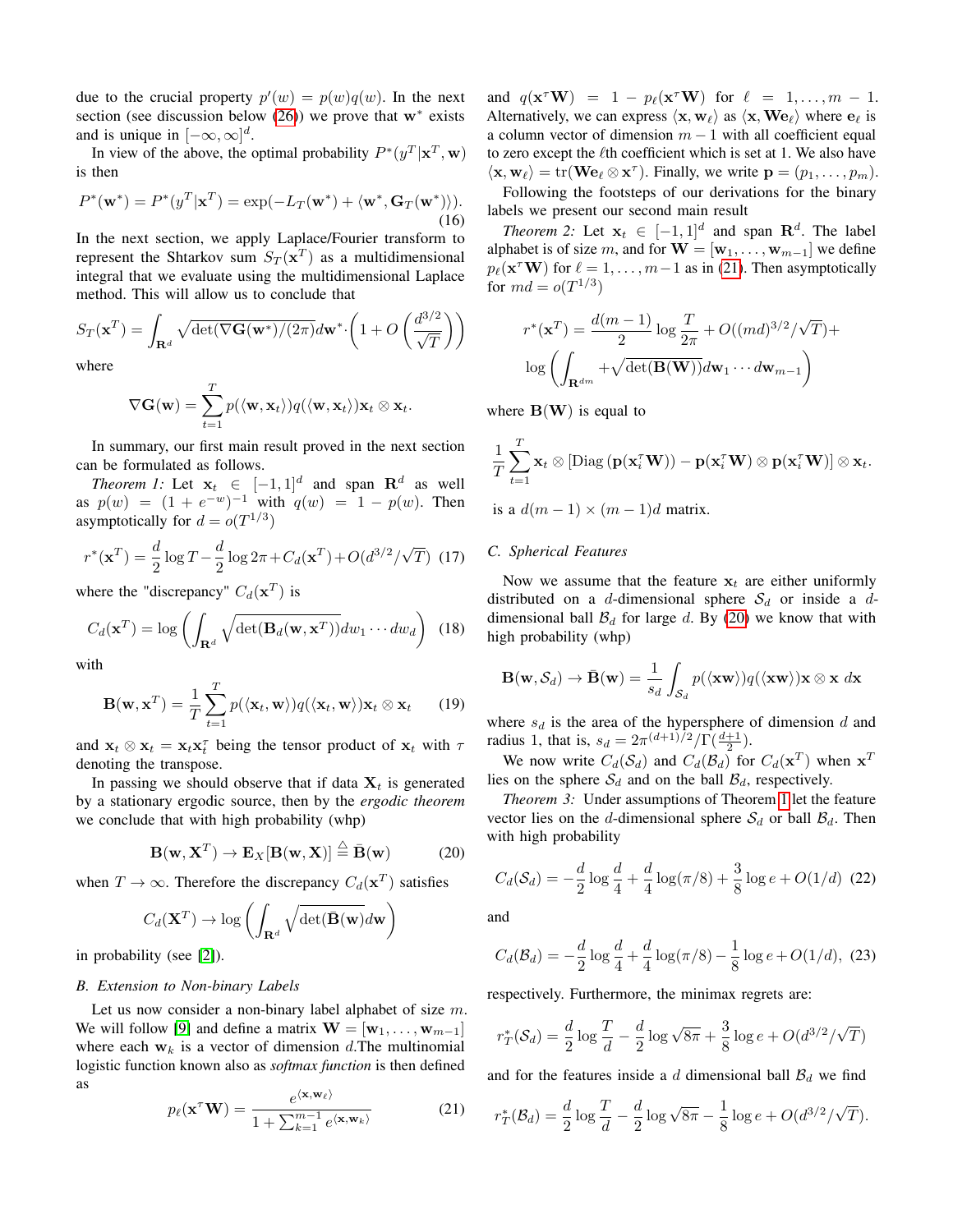due to the crucial property $p'(w) = p(w)q(w)$. In the next section (see discussion below (26)) we prove that $\mathbf{w}^*$ exists and is unique in $[-\infty, \infty]^d$.

In view of the above, the optimal probability $P^*(y^T|\mathbf{x}^T, \mathbf{w})$ is then

$$P^*(\mathbf{w}^*) = P^*(y^T|\mathbf{x}^T) = \exp(-L_T(\mathbf{w}^*) + \langle \mathbf{w}^*, \mathbf{G}_T(\mathbf{w}^*)\rangle). \tag{16}$$

In the next section, we apply Laplace/Fourier transform to represent the Shtarkov sum $S_T(\mathbf{x}^T)$ as a multidimensional integral that we evaluate using the multidimensional Laplace method. This will allow us to conclude that

$$S_T(\mathbf{x}^T) = \int_{\mathbf{R}^d} \sqrt{\det(\nabla \mathbf{G}(\mathbf{w}^*)/(2\pi)} d\mathbf{w}^* \cdot \left(1 + O\left(\frac{d^{3/2}}{\sqrt{T}}\right)\right)$$

where

$$\nabla \mathbf{G}(\mathbf{w}) = \sum_{t=1}^{T} p(\langle \mathbf{w}, \mathbf{x}_t\rangle) q(\langle \mathbf{w}, \mathbf{x}_t\rangle) \mathbf{x}_t \otimes \mathbf{x}_t.$$

In summary, our first main result proved in the next section can be formulated as follows.

*Theorem 1:* Let $\mathbf{x}_t \in [-1,1]^d$ and span $\mathbf{R}^d$ as well as $p(w) = (1+e^{-w})^{-1}$ with $q(w) = 1 - p(w)$. Then asymptotically for $d = o(T^{1/3})$

$$r^*(\mathbf{x}^T) = \frac{d}{2}\log T - \frac{d}{2}\log 2\pi + C_d(\mathbf{x}^T) + O(d^{3/2}/\sqrt{T}) \tag{17}$$

where the "discrepancy" $C_d(\mathbf{x}^T)$ is

$$C_d(\mathbf{x}^T) = \log\left(\int_{\mathbf{R}^d} \sqrt{\det(\mathbf{B}_d(\mathbf{w}, \mathbf{x}^T))} dw_1 \cdots dw_d\right) \tag{18}$$

with

$$\mathbf{B}(\mathbf{w}, \mathbf{x}^T) = \frac{1}{T}\sum_{t=1}^{T} p(\langle \mathbf{x}_t, \mathbf{w}\rangle) q(\langle \mathbf{x}_t, \mathbf{w}\rangle) \mathbf{x}_t \otimes \mathbf{x}_t \tag{19}$$

and $\mathbf{x}_t \otimes \mathbf{x}_t = \mathbf{x}_t \mathbf{x}_t^\tau$ being the tensor product of $\mathbf{x}_t$ with $\tau$ denoting the transpose.

In passing we should observe that if data $\mathbf{X}_t$ is generated by a stationary ergodic source, then by the *ergodic theorem* we conclude that with high probability (whp)

$$\mathbf{B}(\mathbf{w}, \mathbf{X}^T) \to \mathbf{E}_X[\mathbf{B}(\mathbf{w}, \mathbf{X})] \stackrel{\triangle}{=} \bar{\mathbf{B}}(\mathbf{w}) \tag{20}$$

when $T \to \infty$. Therefore the discrepancy $C_d(\mathbf{x}^T)$ satisfies

$$C_d(\mathbf{X}^T) \to \log\left(\int_{\mathbf{R}^d} \sqrt{\det(\bar{\mathbf{B}}(\mathbf{w})} d\mathbf{w}\right)$$

in probability (see [2]).

### B. Extension to Non-binary Labels

Let us now consider a non-binary label alphabet of size $m$. We will follow [9] and define a matrix $\mathbf{W} = [\mathbf{w}_1, \ldots, \mathbf{w}_{m-1}]$ where each $\mathbf{w}_k$ is a vector of dimension $d$.The multinomial logistic function known also as *softmax function* is then defined as

$$p_\ell(\mathbf{x}^\tau \mathbf{W}) = \frac{e^{\langle \mathbf{x}, \mathbf{w}_\ell\rangle}}{1 + \sum_{k=1}^{m-1} e^{\langle \mathbf{x}, \mathbf{w}_k\rangle}} \tag{21}$$

and $q(\mathbf{x}^\tau \mathbf{W}) = 1 - p_\ell(\mathbf{x}^\tau \mathbf{W})$ for $\ell = 1, \ldots, m-1$. Alternatively, we can express $\langle \mathbf{x}, \mathbf{w}_\ell\rangle$ as $\langle \mathbf{x}, \mathbf{W}\mathbf{e}_\ell\rangle$ where $\mathbf{e}_\ell$ is a column vector of dimension $m-1$ with all coefficient equal to zero except the $\ell$th coefficient which is set at 1. We also have $\langle \mathbf{x}, \mathbf{w}_\ell\rangle = \mathrm{tr}(\mathbf{W}\mathbf{e}_\ell \otimes \mathbf{x}^\tau)$. Finally, we write $\mathbf{p} = (p_1, \ldots, p_m)$.

Following the footsteps of our derivations for the binary labels we present our second main result

*Theorem 2:* Let $\mathbf{x}_t \in [-1,1]^d$ and span $\mathbf{R}^d$. The label alphabet is of size $m$, and for $\mathbf{W} = [\mathbf{w}_1, \ldots, \mathbf{w}_{m-1}]$ we define $p_\ell(\mathbf{x}^\tau \mathbf{W})$ for $\ell = 1, \ldots, m-1$ as in (21). Then asymptotically for $md = o(T^{1/3})$

$$r^*(\mathbf{x}^T) = \frac{d(m-1)}{2}\log\frac{T}{2\pi} + O((md)^{3/2}/\sqrt{T}) +$$
$$\log\left(\int_{\mathbf{R}^{dm}} + \sqrt{\det(\mathbf{B}(\mathbf{W}))} d\mathbf{w}_1 \cdots d\mathbf{w}_{m-1}\right)$$

where $\mathbf{B}(\mathbf{W})$ is equal to

$$\frac{1}{T}\sum_{t=1}^{T} \mathbf{x}_t \otimes [\mathrm{Diag}\left(\mathbf{p}(\mathbf{x}_i^\tau \mathbf{W})\right) - \mathbf{p}(\mathbf{x}_i^\tau \mathbf{W}) \otimes \mathbf{p}(\mathbf{x}_i^\tau \mathbf{W})] \otimes \mathbf{x}_t.$$

is a $d(m-1) \times (m-1)d$ matrix.

### C. Spherical Features

Now we assume that the feature $\mathbf{x}_t$ are either uniformly distributed on a $d$-dimensional sphere $\mathcal{S}_d$ or inside a $d$-dimensional ball $\mathcal{B}_d$ for large $d$. By (20) we know that with high probability (whp)

$$\mathbf{B}(\mathbf{w}, \mathcal{S}_d) \to \bar{\mathbf{B}}(\mathbf{w}) = \frac{1}{s_d}\int_{\mathcal{S}_d} p(\langle \mathbf{x}\mathbf{w}\rangle) q(\langle \mathbf{x}\mathbf{w}\rangle) \mathbf{x} \otimes \mathbf{x} \, d\mathbf{x}$$

where $s_d$ is the area of the hypersphere of dimension $d$ and radius 1, that is, $s_d = 2\pi^{(d+1)/2}/\Gamma(\frac{d+1}{2})$.

We now write $C_d(\mathcal{S}_d)$ and $C_d(\mathcal{B}_d)$ for $C_d(\mathbf{x}^T)$ when $\mathbf{x}^T$ lies on the sphere $\mathcal{S}_d$ and on the ball $\mathcal{B}_d$, respectively.

*Theorem 3:* Under assumptions of Theorem 1 let the feature vector lies on the $d$-dimensional sphere $\mathcal{S}_d$ or ball $\mathcal{B}_d$. Then with high probability

$$C_d(\mathcal{S}_d) = -\frac{d}{2}\log\frac{d}{4} + \frac{d}{4}\log(\pi/8) + \frac{3}{8}\log e + O(1/d) \tag{22}$$

and

$$C_d(\mathcal{B}_d) = -\frac{d}{2}\log\frac{d}{4} + \frac{d}{4}\log(\pi/8) - \frac{1}{8}\log e + O(1/d), \tag{23}$$

respectively. Furthermore, the minimax regrets are:

$$r_T^*(\mathcal{S}_d) = \frac{d}{2}\log\frac{T}{d} - \frac{d}{2}\log\sqrt{8\pi} + \frac{3}{8}\log e + O(d^{3/2}/\sqrt{T})$$

and for the features inside a $d$ dimensional ball $\mathcal{B}_d$ we find

$$r_T^*(\mathcal{B}_d) = \frac{d}{2}\log\frac{T}{d} - \frac{d}{2}\log\sqrt{8\pi} - \frac{1}{8}\log e + O(d^{3/2}/\sqrt{T}).$$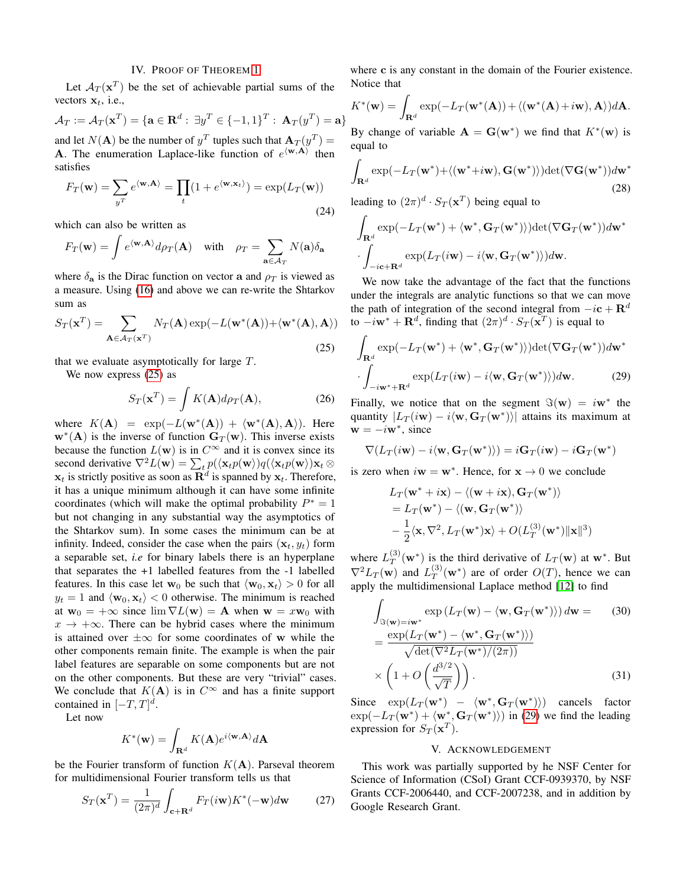## IV. Proof of Theorem 1

Let $\mathcal{A}_T(\mathbf{x}^T)$ be the set of achievable partial sums of the vectors $\mathbf{x}_t$, i.e.,

$$\mathcal{A}_T := \mathcal{A}_T(\mathbf{x}^T) = \{\mathbf{a} \in \mathbf{R}^d : \exists y^T \in \{-1, 1\}^T : \mathbf{A}_T(y^T) = \mathbf{a}\}$$

and let $N(\mathbf{A})$ be the number of $y^T$ tuples such that $\mathbf{A}_T(y^T) = \mathbf{A}$. The enumeration Laplace-like function of $e^{\langle \mathbf{w}, \mathbf{A}\rangle}$ then satisfies

$$F_T(\mathbf{w}) = \sum_{y^T} e^{\langle \mathbf{w}, \mathbf{A}\rangle} = \prod_t (1 + e^{\langle \mathbf{w}, \mathbf{x}_t\rangle}) = \exp(L_T(\mathbf{w})) \tag{24}$$

which can also be written as

$$F_T(\mathbf{w}) = \int e^{\langle \mathbf{w}, \mathbf{A}\rangle} d\rho_T(\mathbf{A}) \quad \text{with} \quad \rho_T = \sum_{\mathbf{a} \in \mathcal{A}_T} N(\mathbf{a})\delta_{\mathbf{a}}$$

where $\delta_{\mathbf{a}}$ is the Dirac function on vector $\mathbf{a}$ and $\rho_T$ is viewed as a measure. Using (16) and above we can re-write the Shtarkov sum as

$$S_T(\mathbf{x}^T) = \sum_{\mathbf{A} \in \mathcal{A}_T(\mathbf{x}^T)} N_T(\mathbf{A}) \exp(-L(\mathbf{w}^*(\mathbf{A})) + \langle \mathbf{w}^*(\mathbf{A}), \mathbf{A}\rangle) \tag{25}$$

that we evaluate asymptotically for large $T$.

We now express (25) as

$$S_T(\mathbf{x}^T) = \int K(\mathbf{A}) d\rho_T(\mathbf{A}), \tag{26}$$

where $K(\mathbf{A}) = \exp(-L(\mathbf{w}^*(\mathbf{A})) + \langle \mathbf{w}^*(\mathbf{A}), \mathbf{A}\rangle)$. Here $\mathbf{w}^*(\mathbf{A})$ is the inverse of function $\mathbf{G}_T(\mathbf{w})$. This inverse exists because the function $L(\mathbf{w})$ is in $C^\infty$ and it is convex since its second derivative $\nabla^2 L(\mathbf{w}) = \sum_t p(\langle \mathbf{x}_t p(\mathbf{w}\rangle) q(\langle \mathbf{x}_t p(\mathbf{w}\rangle)\mathbf{x}_t \otimes \mathbf{x}_t$ is strictly positive as soon as $\mathbf{R}^d$ is spanned by $\mathbf{x}_t$. Therefore, it has a unique minimum although it can have some infinite coordinates (which will make the optimal probability $P^* = 1$ but not changing in any substantial way the asymptotics of the Shtarkov sum). In some cases the minimum can be at infinity. Indeed, consider the case when the pairs $(\mathbf{x}_t, y_t)$ form a separable set, *i.e* for binary labels there is an hyperplane that separates the +1 labelled features from the -1 labelled features. In this case let $\mathbf{w}_0$ be such that $\langle \mathbf{w}_0, \mathbf{x}_t\rangle > 0$ for all $y_t = 1$ and $\langle \mathbf{w}_0, \mathbf{x}_t\rangle < 0$ otherwise. The minimum is reached at $\mathbf{w}_0 = +\infty$ since $\lim \nabla L(\mathbf{w}) = \mathbf{A}$ when $\mathbf{w} = x\mathbf{w}_0$ with $x \to +\infty$. There can be hybrid cases where the minimum is attained over $\pm\infty$ for some coordinates of $\mathbf{w}$ while the other components remain finite. The example is when the pair label features are separable on some components but are not on the other components. But these are very "trivial" cases. We conclude that $K(\mathbf{A})$ is in $C^\infty$ and has a finite support contained in $[-T, T]^d$.

Let now

$$K^*(\mathbf{w}) = \int_{\mathbf{R}^d} K(\mathbf{A}) e^{i\langle \mathbf{w}, \mathbf{A}\rangle} d\mathbf{A}$$

be the Fourier transform of function $K(\mathbf{A})$. Parseval theorem for multidimensional Fourier transform tells us that

$$S_T(\mathbf{x}^T) = \frac{1}{(2\pi)^d} \int_{\mathbf{c}+\mathbf{R}^d} F_T(i\mathbf{w}) K^*(-\mathbf{w}) d\mathbf{w} \tag{27}$$

where $\mathbf{c}$ is any constant in the domain of the Fourier existence. Notice that

$$K^*(\mathbf{w}) = \int_{\mathbf{R}^d} \exp(-L_T(\mathbf{w}^*(\mathbf{A})) + \langle(\mathbf{w}^*(\mathbf{A}) + i\mathbf{w}), \mathbf{A}\rangle) d\mathbf{A}.$$

By change of variable $\mathbf{A} = \mathbf{G}(\mathbf{w}^*)$ we find that $K^*(\mathbf{w})$ is equal to

$$\int_{\mathbf{R}^d} \exp(-L_T(\mathbf{w}^*) + \langle(\mathbf{w}^* + i\mathbf{w}), \mathbf{G}(\mathbf{w}^*)\rangle) \det(\nabla \mathbf{G}(\mathbf{w}^*)) d\mathbf{w}^* \tag{28}$$

leading to $(2\pi)^d \cdot S_T(\mathbf{x}^T)$ being equal to

$$\int_{\mathbf{R}^d} \exp(-L_T(\mathbf{w}^*) + \langle \mathbf{w}^*, \mathbf{G}_T(\mathbf{w}^*)\rangle) \det(\nabla \mathbf{G}_T(\mathbf{w}^*)) d\mathbf{w}^*$$
$$\cdot \int_{-i\mathbf{c}+\mathbf{R}^d} \exp(L_T(i\mathbf{w}) - i\langle \mathbf{w}, \mathbf{G}_T(\mathbf{w}^*)\rangle) d\mathbf{w}.$$

We now take the advantage of the fact that the functions under the integrals are analytic functions so that we can move the path of integration of the second integral from $-i\mathbf{c} + \mathbf{R}^d$ to $-i\mathbf{w}^* + \mathbf{R}^d$, finding that $(2\pi)^d \cdot S_T(\mathbf{x}^T)$ is equal to

$$\int_{\mathbf{R}^d} \exp(-L_T(\mathbf{w}^*) + \langle \mathbf{w}^*, \mathbf{G}_T(\mathbf{w}^*)\rangle) \det(\nabla \mathbf{G}_T(\mathbf{w}^*)) d\mathbf{w}^*$$
$$\cdot \int_{-i\mathbf{w}^*+\mathbf{R}^d} \exp(L_T(i\mathbf{w}) - i\langle \mathbf{w}, \mathbf{G}_T(\mathbf{w}^*)\rangle) d\mathbf{w}. \tag{29}$$

Finally, we notice that on the segment $\Im(\mathbf{w}) = i\mathbf{w}^*$ the quantity $|L_T(i\mathbf{w}) - i\langle \mathbf{w}, \mathbf{G}_T(\mathbf{w}^*)\rangle|$ attains its maximum at $\mathbf{w} = -i\mathbf{w}^*$, since

$$\nabla(L_T(i\mathbf{w}) - i\langle \mathbf{w}, \mathbf{G}_T(\mathbf{w}^*)\rangle) = i\mathbf{G}_T(i\mathbf{w}) - i\mathbf{G}_T(\mathbf{w}^*)$$

is zero when $i\mathbf{w} = \mathbf{w}^*$. Hence, for $\mathbf{x} \to 0$ we conclude

$$\begin{aligned}
&L_T(\mathbf{w}^* + i\mathbf{x}) - \langle(\mathbf{w} + i\mathbf{x}), \mathbf{G}_T(\mathbf{w}^*)\rangle \\
&= L_T(\mathbf{w}^*) - \langle(\mathbf{w}, \mathbf{G}_T(\mathbf{w}^*)\rangle \\
&- \frac{1}{2}\langle \mathbf{x}, \nabla^2, L_T(\mathbf{w}^*)\mathbf{x}\rangle + O(L_T^{(3)}(\mathbf{w}^*)\|\mathbf{x}\|^3)
\end{aligned}$$

where $L_T^{(3)}(\mathbf{w}^*)$ is the third derivative of $L_T(\mathbf{w})$ at $\mathbf{w}^*$. But $\nabla^2 L_T(\mathbf{w})$ and $L_T^{(3)}(\mathbf{w}^*)$ are of order $O(T)$, hence we can apply the multidimensional Laplace method [12] to find

$$\int_{\Im(\mathbf{w})=i\mathbf{w}^*} \exp\left(L_T(\mathbf{w}) - \langle \mathbf{w}, \mathbf{G}_T(\mathbf{w}^*)\rangle\right) d\mathbf{w} = \tag{30}$$
$$= \frac{\exp(L_T(\mathbf{w}^*) - \langle \mathbf{w}^*, \mathbf{G}_T(\mathbf{w}^*)\rangle)}{\sqrt{\det(\nabla^2 L_T(\mathbf{w}^*)/(2\pi))}}$$
$$\times \left(1 + O\left(\frac{d^{3/2}}{\sqrt{T}}\right)\right). \tag{31}$$

Since $\exp(L_T(\mathbf{w}^*) - \langle \mathbf{w}^*, \mathbf{G}_T(\mathbf{w}^*)\rangle)$ cancels factor $\exp(-L_T(\mathbf{w}^*) + \langle \mathbf{w}^*, \mathbf{G}_T(\mathbf{w}^*)\rangle)$ in (29) we find the leading expression for $S_T(\mathbf{x}^T)$.

## V. Acknowledgement

This work was partially supported by he NSF Center for Science of Information (CSoI) Grant CCF-0939370, by NSF Grants CCF-2006440, and CCF-2007238, and in addition by Google Research Grant.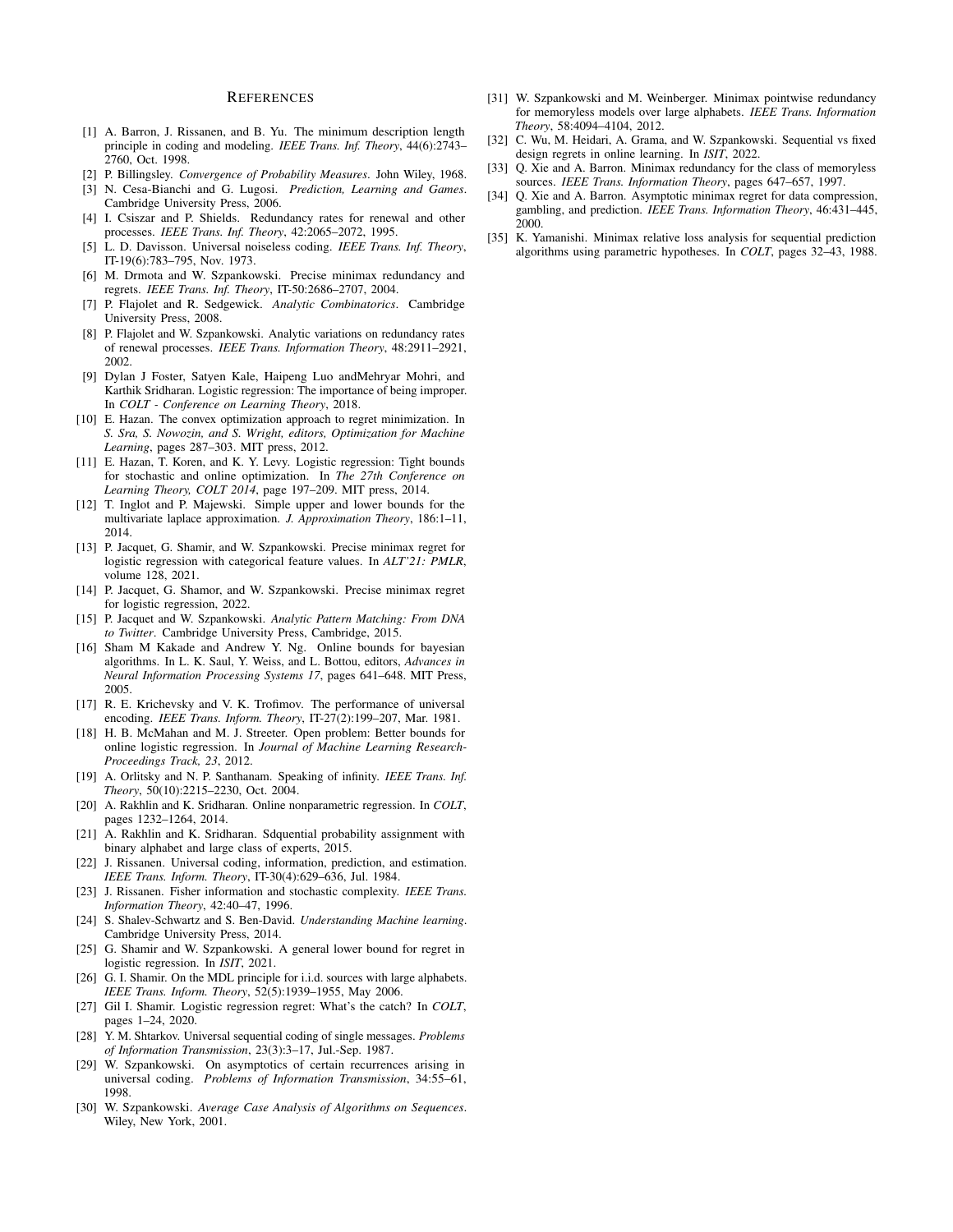## References

[1] A. Barron, J. Rissanen, and B. Yu. The minimum description length principle in coding and modeling. *IEEE Trans. Inf. Theory*, 44(6):2743–2760, Oct. 1998.

[2] P. Billingsley. *Convergence of Probability Measures*. John Wiley, 1968.

[3] N. Cesa-Bianchi and G. Lugosi. *Prediction, Learning and Games*. Cambridge University Press, 2006.

[4] I. Csiszar and P. Shields. Redundancy rates for renewal and other processes. *IEEE Trans. Inf. Theory*, 42:2065–2072, 1995.

[5] L. D. Davisson. Universal noiseless coding. *IEEE Trans. Inf. Theory*, IT-19(6):783–795, Nov. 1973.

[6] M. Drmota and W. Szpankowski. Precise minimax redundancy and regrets. *IEEE Trans. Inf. Theory*, IT-50:2686–2707, 2004.

[7] P. Flajolet and R. Sedgewick. *Analytic Combinatorics*. Cambridge University Press, 2008.

[8] P. Flajolet and W. Szpankowski. Analytic variations on redundancy rates of renewal processes. *IEEE Trans. Information Theory*, 48:2911–2921, 2002.

[9] Dylan J Foster, Satyen Kale, Haipeng Luo andMehryar Mohri, and Karthik Sridharan. Logistic regression: The importance of being improper. In *COLT - Conference on Learning Theory*, 2018.

[10] E. Hazan. The convex optimization approach to regret minimization. In *S. Sra, S. Nowozin, and S. Wright, editors, Optimization for Machine Learning*, pages 287–303. MIT press, 2012.

[11] E. Hazan, T. Koren, and K. Y. Levy. Logistic regression: Tight bounds for stochastic and online optimization. In *The 27th Conference on Learning Theory, COLT 2014*, page 197–209. MIT press, 2014.

[12] T. Inglot and P. Majewski. Simple upper and lower bounds for the multivariate laplace approximation. *J. Approximation Theory*, 186:1–11, 2014.

[13] P. Jacquet, G. Shamir, and W. Szpankowski. Precise minimax regret for logistic regression with categorical feature values. In *ALT'21: PMLR*, volume 128, 2021.

[14] P. Jacquet, G. Shamor, and W. Szpankowski. Precise minimax regret for logistic regression, 2022.

[15] P. Jacquet and W. Szpankowski. *Analytic Pattern Matching: From DNA to Twitter*. Cambridge University Press, Cambridge, 2015.

[16] Sham M Kakade and Andrew Y. Ng. Online bounds for bayesian algorithms. In L. K. Saul, Y. Weiss, and L. Bottou, editors, *Advances in Neural Information Processing Systems 17*, pages 641–648. MIT Press, 2005.

[17] R. E. Krichevsky and V. K. Trofimov. The performance of universal encoding. *IEEE Trans. Inform. Theory*, IT-27(2):199–207, Mar. 1981.

[18] H. B. McMahan and M. J. Streeter. Open problem: Better bounds for online logistic regression. In *Journal of Machine Learning Research-Proceedings Track, 23*, 2012.

[19] A. Orlitsky and N. P. Santhanam. Speaking of infinity. *IEEE Trans. Inf. Theory*, 50(10):2215–2230, Oct. 2004.

[20] A. Rakhlin and K. Sridharan. Online nonparametric regression. In *COLT*, pages 1232–1264, 2014.

[21] A. Rakhlin and K. Sridharan. Sdquential probability assignment with binary alphabet and large class of experts, 2015.

[22] J. Rissanen. Universal coding, information, prediction, and estimation. *IEEE Trans. Inform. Theory*, IT-30(4):629–636, Jul. 1984.

[23] J. Rissanen. Fisher information and stochastic complexity. *IEEE Trans. Information Theory*, 42:40–47, 1996.

[24] S. Shalev-Schwartz and S. Ben-David. *Understanding Machine learning*. Cambridge University Press, 2014.

[25] G. Shamir and W. Szpankowski. A general lower bound for regret in logistic regression. In *ISIT*, 2021.

[26] G. I. Shamir. On the MDL principle for i.i.d. sources with large alphabets. *IEEE Trans. Inform. Theory*, 52(5):1939–1955, May 2006.

[27] Gil I. Shamir. Logistic regression regret: What's the catch? In *COLT*, pages 1–24, 2020.

[28] Y. M. Shtarkov. Universal sequential coding of single messages. *Problems of Information Transmission*, 23(3):3–17, Jul.-Sep. 1987.

[29] W. Szpankowski. On asymptotics of certain recurrences arising in universal coding. *Problems of Information Transmission*, 34:55–61, 1998.

[30] W. Szpankowski. *Average Case Analysis of Algorithms on Sequences*. Wiley, New York, 2001.

[31] W. Szpankowski and M. Weinberger. Minimax pointwise redundancy for memoryless models over large alphabets. *IEEE Trans. Information Theory*, 58:4094–4104, 2012.

[32] C. Wu, M. Heidari, A. Grama, and W. Szpankowski. Sequential vs fixed design regrets in online learning. In *ISIT*, 2022.

[33] Q. Xie and A. Barron. Minimax redundancy for the class of memoryless sources. *IEEE Trans. Information Theory*, pages 647–657, 1997.

[34] Q. Xie and A. Barron. Asymptotic minimax regret for data compression, gambling, and prediction. *IEEE Trans. Information Theory*, 46:431–445, 2000.

[35] K. Yamanishi. Minimax relative loss analysis for sequential prediction algorithms using parametric hypotheses. In *COLT*, pages 32–43, 1988.